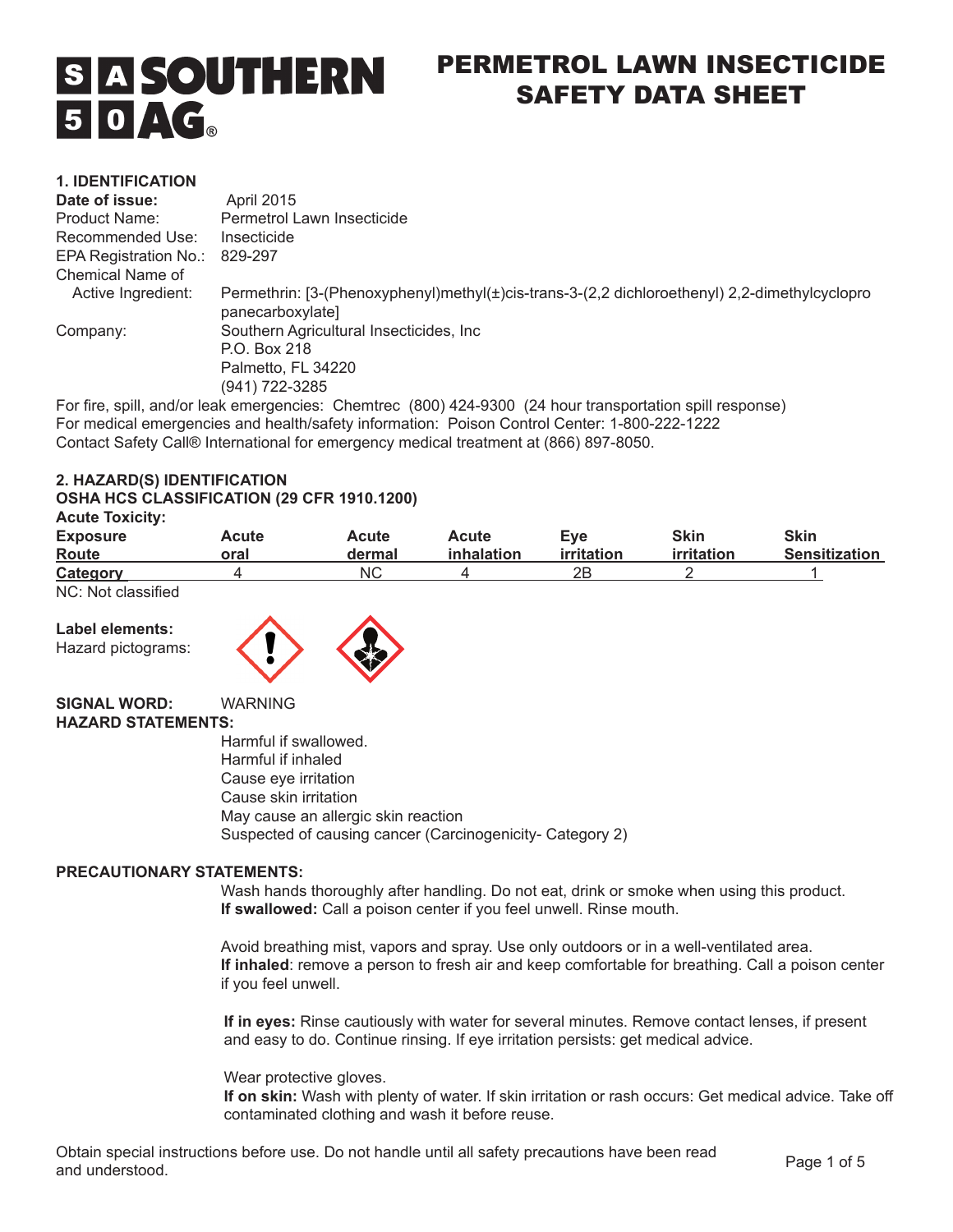# PERMETROL LAWN INSECTICIDE SAFETY DATA SHEET

## 1. IDENTIFICATION

**Date of issue:** April 2015

Product Name: Permetrol Lawn Insecticide

Recommended Use: Insecticide

EPA Registration No.: 829-297

Chemical Name of Active Ingredient: Permethrin: [3-(Phenoxyphenyl)methyl(±)cis-trans-3-(2,2 dichloroethenyl) 2,2-dimethylcyclopropanecarboxylate]

Company: Southern Agricultural Insecticides, Inc
P.O. Box 218
Palmetto, FL 34220
(941) 722-3285

For fire, spill, and/or leak emergencies: Chemtrec (800) 424-9300 (24 hour transportation spill response)
For medical emergencies and health/safety information: Poison Control Center: 1-800-222-1222
Contact Safety Call® International for emergency medical treatment at (866) 897-8050.

## 2. HAZARD(S) IDENTIFICATION

**OSHA HCS CLASSIFICATION (29 CFR 1910.1200)**

**Acute Toxicity:**

| Exposure Route | Acute oral | Acute dermal | Acute inhalation | Eye irritation | Skin irritation | Skin Sensitization |
|---|---|---|---|---|---|---|
| Category | 4 | NC | 4 | 2B | 2 | 1 |

NC: Not classified

**Label elements:**
Hazard pictograms:

**SIGNAL WORD:** WARNING

**HAZARD STATEMENTS:**

Harmful if swallowed.
Harmful if inhaled
Cause eye irritation
Cause skin irritation
May cause an allergic skin reaction
Suspected of causing cancer (Carcinogenicity- Category 2)

**PRECAUTIONARY STATEMENTS:**

Wash hands thoroughly after handling. Do not eat, drink or smoke when using this product.
**If swallowed:** Call a poison center if you feel unwell. Rinse mouth.

Avoid breathing mist, vapors and spray. Use only outdoors or in a well-ventilated area.
**If inhaled**: remove a person to fresh air and keep comfortable for breathing. Call a poison center if you feel unwell.

**If in eyes:** Rinse cautiously with water for several minutes. Remove contact lenses, if present and easy to do. Continue rinsing. If eye irritation persists: get medical advice.

Wear protective gloves.
**If on skin:** Wash with plenty of water. If skin irritation or rash occurs: Get medical advice. Take off contaminated clothing and wash it before reuse.

Obtain special instructions before use. Do not handle until all safety precautions have been read and understood.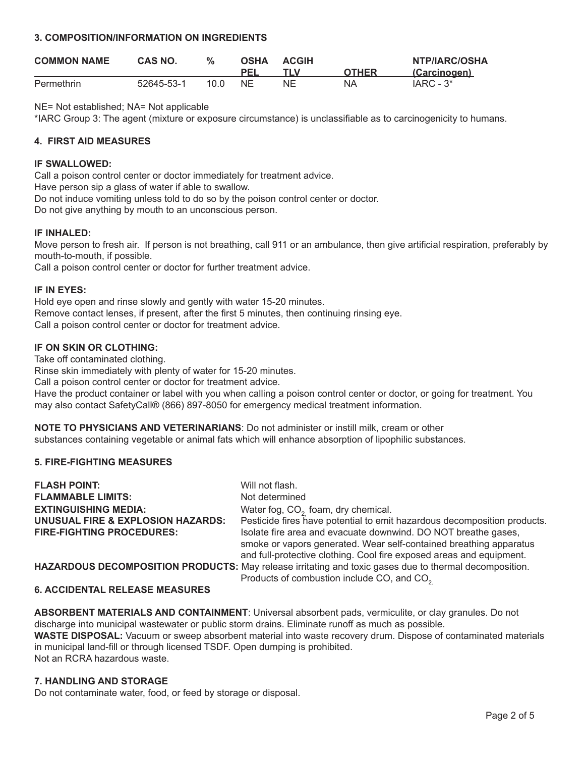### 3. COMPOSITION/INFORMATION ON INGREDIENTS

| COMMON NAME | CAS NO. | % | OSHA PEL | ACGIH TLV | OTHER | NTP/IARC/OSHA (Carcinogen) |
|---|---|---|---|---|---|---|
| Permethrin | 52645-53-1 | 10.0 | NE | NE | NA | IARC - 3* |

NE= Not established; NA= Not applicable

*IARC Group 3: The agent (mixture or exposure circumstance) is unclassifiable as to carcinogenicity to humans.

### 4. FIRST AID MEASURES

**IF SWALLOWED:**

Call a poison control center or doctor immediately for treatment advice.
Have person sip a glass of water if able to swallow.
Do not induce vomiting unless told to do so by the poison control center or doctor.
Do not give anything by mouth to an unconscious person.

**IF INHALED:**

Move person to fresh air. If person is not breathing, call 911 or an ambulance, then give artificial respiration, preferably by mouth-to-mouth, if possible.
Call a poison control center or doctor for further treatment advice.

**IF IN EYES:**

Hold eye open and rinse slowly and gently with water 15-20 minutes.
Remove contact lenses, if present, after the first 5 minutes, then continuing rinsing eye.
Call a poison control center or doctor for treatment advice.

**IF ON SKIN OR CLOTHING:**

Take off contaminated clothing.
Rinse skin immediately with plenty of water for 15-20 minutes.
Call a poison control center or doctor for treatment advice.
Have the product container or label with you when calling a poison control center or doctor, or going for treatment. You may also contact SafetyCall® (866) 897-8050 for emergency medical treatment information.

**NOTE TO PHYSICIANS AND VETERINARIANS**: Do not administer or instill milk, cream or other substances containing vegetable or animal fats which will enhance absorption of lipophilic substances.

### 5. FIRE-FIGHTING MEASURES

**FLASH POINT:** Will not flash.

**FLAMMABLE LIMITS:** Not determined

**EXTINGUISHING MEDIA:** Water fog, $CO_2$, foam, dry chemical.

**UNUSUAL FIRE & EXPLOSION HAZARDS:** Pesticide fires have potential to emit hazardous decomposition products.

**FIRE-FIGHTING PROCEDURES:** Isolate fire area and evacuate downwind. DO NOT breathe gases, smoke or vapors generated. Wear self-contained breathing apparatus and full-protective clothing. Cool fire exposed areas and equipment.

**HAZARDOUS DECOMPOSITION PRODUCTS:** May release irritating and toxic gases due to thermal decomposition. Products of combustion include CO, and $CO_2$.

### 6. ACCIDENTAL RELEASE MEASURES

**ABSORBENT MATERIALS AND CONTAINMENT**: Universal absorbent pads, vermiculite, or clay granules. Do not discharge into municipal wastewater or public storm drains. Eliminate runoff as much as possible.

**WASTE DISPOSAL:** Vacuum or sweep absorbent material into waste recovery drum. Dispose of contaminated materials in municipal land-fill or through licensed TSDF. Open dumping is prohibited.
Not an RCRA hazardous waste.

### 7. HANDLING AND STORAGE

Do not contaminate water, food, or feed by storage or disposal.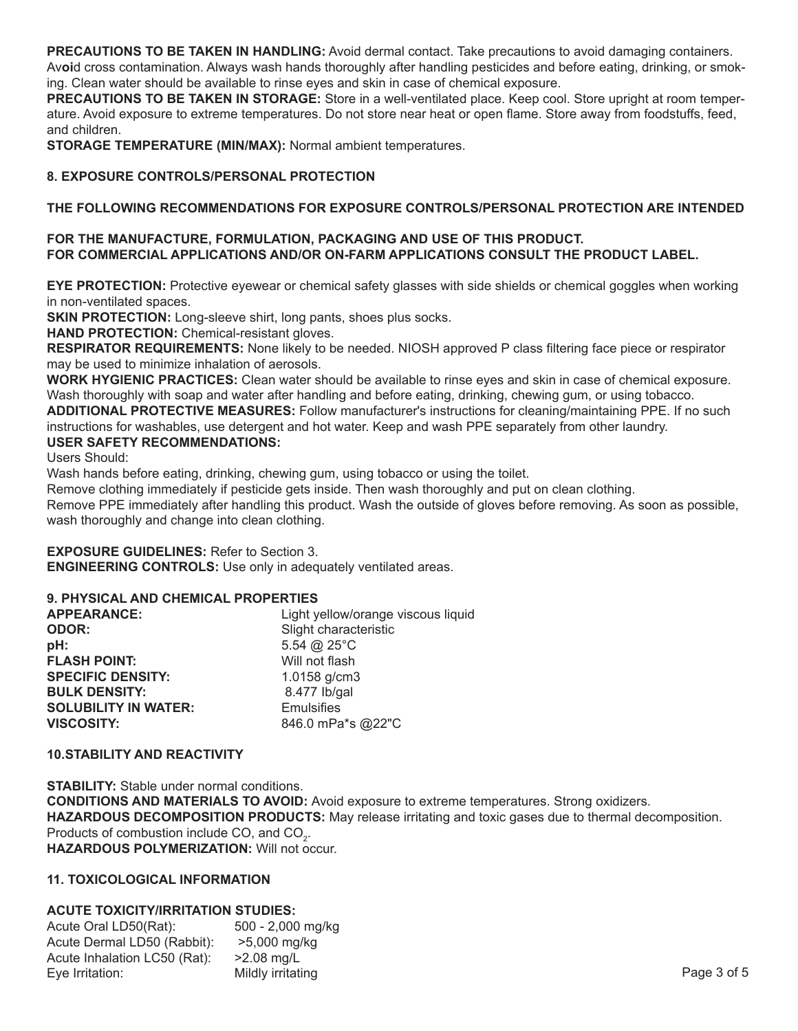**PRECAUTIONS TO BE TAKEN IN HANDLING:** Avoid dermal contact. Take precautions to avoid damaging containers. Av**oi**d cross contamination. Always wash hands thoroughly after handling pesticides and before eating, drinking, or smoking. Clean water should be available to rinse eyes and skin in case of chemical exposure.

**PRECAUTIONS TO BE TAKEN IN STORAGE:** Store in a well-ventilated place. Keep cool. Store upright at room temperature. Avoid exposure to extreme temperatures. Do not store near heat or open flame. Store away from foodstuffs, feed, and children.

**STORAGE TEMPERATURE (MIN/MAX):** Normal ambient temperatures.

## 8. EXPOSURE CONTROLS/PERSONAL PROTECTION

**THE FOLLOWING RECOMMENDATIONS FOR EXPOSURE CONTROLS/PERSONAL PROTECTION ARE INTENDED**

**FOR THE MANUFACTURE, FORMULATION, PACKAGING AND USE OF THIS PRODUCT.**
**FOR COMMERCIAL APPLICATIONS AND/OR ON-FARM APPLICATIONS CONSULT THE PRODUCT LABEL.**

**EYE PROTECTION:** Protective eyewear or chemical safety glasses with side shields or chemical goggles when working in non-ventilated spaces.

**SKIN PROTECTION:** Long-sleeve shirt, long pants, shoes plus socks.

**HAND PROTECTION:** Chemical-resistant gloves.

**RESPIRATOR REQUIREMENTS:** None likely to be needed. NIOSH approved P class filtering face piece or respirator may be used to minimize inhalation of aerosols.

**WORK HYGIENIC PRACTICES:** Clean water should be available to rinse eyes and skin in case of chemical exposure. Wash thoroughly with soap and water after handling and before eating, drinking, chewing gum, or using tobacco.

**ADDITIONAL PROTECTIVE MEASURES:** Follow manufacturer's instructions for cleaning/maintaining PPE. If no such instructions for washables, use detergent and hot water. Keep and wash PPE separately from other laundry.

**USER SAFETY RECOMMENDATIONS:**

Users Should:

Wash hands before eating, drinking, chewing gum, using tobacco or using the toilet.

Remove clothing immediately if pesticide gets inside. Then wash thoroughly and put on clean clothing.

Remove PPE immediately after handling this product. Wash the outside of gloves before removing. As soon as possible, wash thoroughly and change into clean clothing.

**EXPOSURE GUIDELINES:** Refer to Section 3.

**ENGINEERING CONTROLS:** Use only in adequately ventilated areas.

## 9. PHYSICAL AND CHEMICAL PROPERTIES

| | |
|---|---|
| **APPEARANCE:** | Light yellow/orange viscous liquid |
| **ODOR:** | Slight characteristic |
| **pH:** | 5.54 @ 25°C |
| **FLASH POINT:** | Will not flash |
| **SPECIFIC DENSITY:** | 1.0158 g/cm3 |
| **BULK DENSITY:** | 8.477 lb/gal |
| **SOLUBILITY IN WATER:** | Emulsifies |
| **VISCOSITY:** | 846.0 mPa*s @22"C |

## 10.STABILITY AND REACTIVITY

**STABILITY:** Stable under normal conditions.

**CONDITIONS AND MATERIALS TO AVOID:** Avoid exposure to extreme temperatures. Strong oxidizers.

**HAZARDOUS DECOMPOSITION PRODUCTS:** May release irritating and toxic gases due to thermal decomposition. Products of combustion include CO, and $CO_2$.

**HAZARDOUS POLYMERIZATION:** Will not occur.

## 11. TOXICOLOGICAL INFORMATION

**ACUTE TOXICITY/IRRITATION STUDIES:**

| | |
|---|---|
| Acute Oral LD50(Rat): | 500 - 2,000 mg/kg |
| Acute Dermal LD50 (Rabbit): | >5,000 mg/kg |
| Acute Inhalation LC50 (Rat): | >2.08 mg/L |
| Eye Irritation: | Mildly irritating |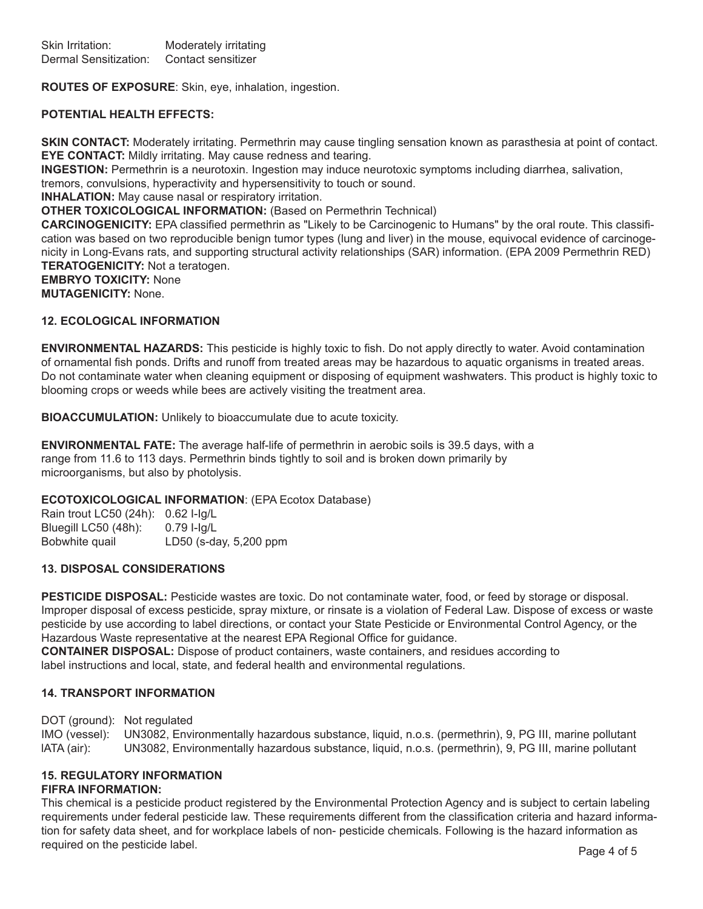Skin Irritation: Moderately irritating
Dermal Sensitization: Contact sensitizer

**ROUTES OF EXPOSURE**: Skin, eye, inhalation, ingestion.

**POTENTIAL HEALTH EFFECTS:**

**SKIN CONTACT:** Moderately irritating. Permethrin may cause tingling sensation known as parasthesia at point of contact.
**EYE CONTACT:** Mildly irritating. May cause redness and tearing.
**INGESTION:** Permethrin is a neurotoxin. Ingestion may induce neurotoxic symptoms including diarrhea, salivation, tremors, convulsions, hyperactivity and hypersensitivity to touch or sound.
**INHALATION:** May cause nasal or respiratory irritation.
**OTHER TOXICOLOGICAL INFORMATION:** (Based on Permethrin Technical)
**CARCINOGENICITY:** EPA classified permethrin as "Likely to be Carcinogenic to Humans" by the oral route. This classification was based on two reproducible benign tumor types (lung and liver) in the mouse, equivocal evidence of carcinogenicity in Long-Evans rats, and supporting structural activity relationships (SAR) information. (EPA 2009 Permethrin RED)
**TERATOGENICITY:** Not a teratogen.
**EMBRYO TOXICITY:** None
**MUTAGENICITY:** None.

## 12. ECOLOGICAL INFORMATION

**ENVIRONMENTAL HAZARDS:** This pesticide is highly toxic to fish. Do not apply directly to water. Avoid contamination of ornamental fish ponds. Drifts and runoff from treated areas may be hazardous to aquatic organisms in treated areas. Do not contaminate water when cleaning equipment or disposing of equipment washwaters. This product is highly toxic to blooming crops or weeds while bees are actively visiting the treatment area.

**BIOACCUMULATION:** Unlikely to bioaccumulate due to acute toxicity.

**ENVIRONMENTAL FATE:** The average half-life of permethrin in aerobic soils is 39.5 days, with a range from 11.6 to 113 days. Permethrin binds tightly to soil and is broken down primarily by microorganisms, but also by photolysis.

**ECOTOXICOLOGICAL INFORMATION**: (EPA Ecotox Database)

Rain trout LC50 (24h): 0.62 l-lg/L
Bluegill LC50 (48h): 0.79 l-lg/L
Bobwhite quail LD50 (s-day, 5,200 ppm

## 13. DISPOSAL CONSIDERATIONS

**PESTICIDE DISPOSAL:** Pesticide wastes are toxic. Do not contaminate water, food, or feed by storage or disposal. Improper disposal of excess pesticide, spray mixture, or rinsate is a violation of Federal Law. Dispose of excess or waste pesticide by use according to label directions, or contact your State Pesticide or Environmental Control Agency, or the Hazardous Waste representative at the nearest EPA Regional Office for guidance.
**CONTAINER DISPOSAL:** Dispose of product containers, waste containers, and residues according to label instructions and local, state, and federal health and environmental regulations.

## 14. TRANSPORT INFORMATION

DOT (ground): Not regulated
IMO (vessel): UN3082, Environmentally hazardous substance, liquid, n.o.s. (permethrin), 9, PG III, marine pollutant
IATA (air): UN3082, Environmentally hazardous substance, liquid, n.o.s. (permethrin), 9, PG III, marine pollutant

## 15. REGULATORY INFORMATION

**FIFRA INFORMATION:**

This chemical is a pesticide product registered by the Environmental Protection Agency and is subject to certain labeling requirements under federal pesticide law. These requirements different from the classification criteria and hazard information for safety data sheet, and for workplace labels of non- pesticide chemicals. Following is the hazard information as required on the pesticide label.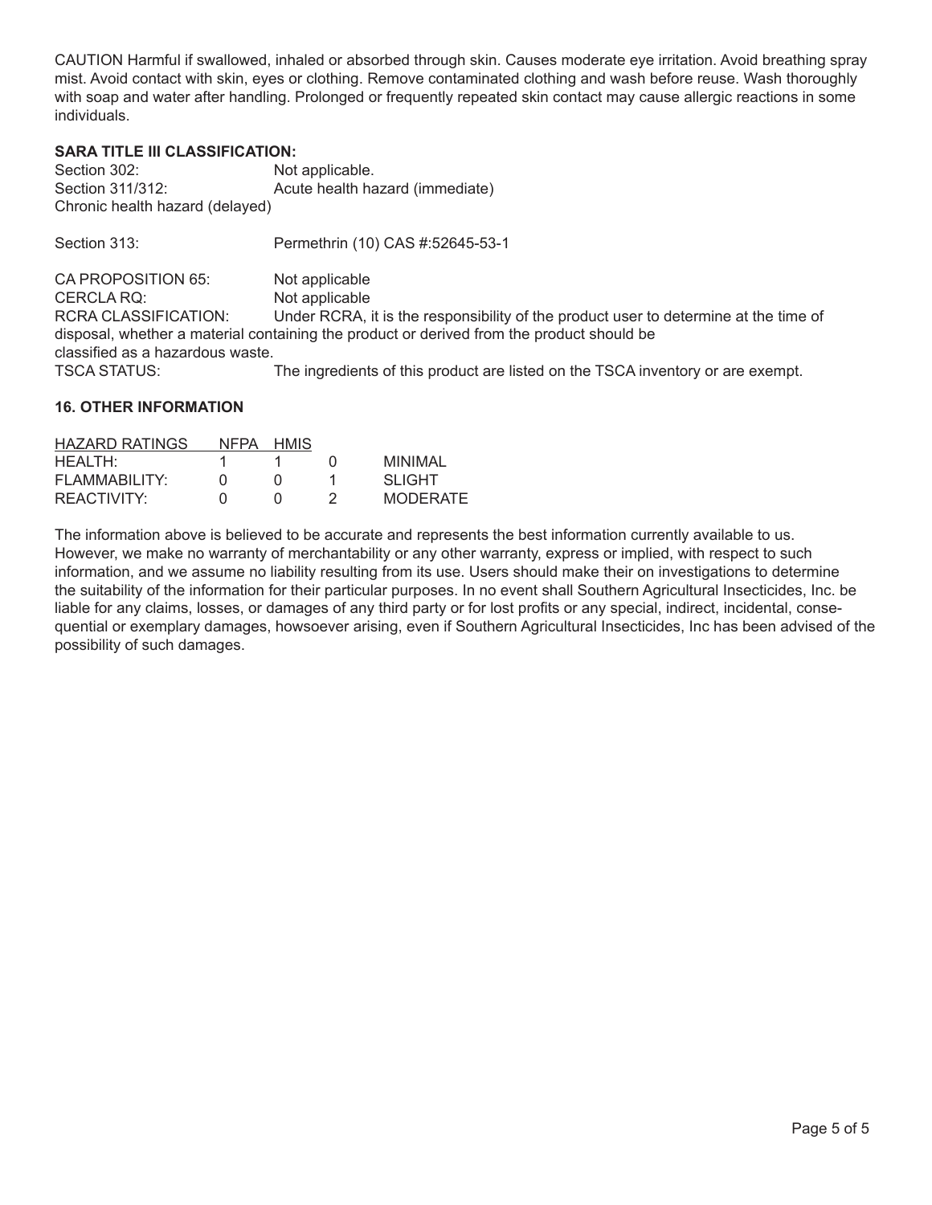CAUTION Harmful if swallowed, inhaled or absorbed through skin. Causes moderate eye irritation. Avoid breathing spray mist. Avoid contact with skin, eyes or clothing. Remove contaminated clothing and wash before reuse. Wash thoroughly with soap and water after handling. Prolonged or frequently repeated skin contact may cause allergic reactions in some individuals.

**SARA TITLE III CLASSIFICATION:**

Section 302: Not applicable.
Section 311/312: Acute health hazard (immediate)
Chronic health hazard (delayed)

Section 313: Permethrin (10) CAS #:52645-53-1

CA PROPOSITION 65: Not applicable
CERCLA RQ: Not applicable
RCRA CLASSIFICATION: Under RCRA, it is the responsibility of the product user to determine at the time of disposal, whether a material containing the product or derived from the product should be classified as a hazardous waste.
TSCA STATUS: The ingredients of this product are listed on the TSCA inventory or are exempt.

## 16. OTHER INFORMATION

| HAZARD RATINGS | NFPA | HMIS | | |
|---|---|---|---|---|
| HEALTH: | 1 | 1 | 0 | MINIMAL |
| FLAMMABILITY: | 0 | 0 | 1 | SLIGHT |
| REACTIVITY: | 0 | 0 | 2 | MODERATE |

The information above is believed to be accurate and represents the best information currently available to us. However, we make no warranty of merchantability or any other warranty, express or implied, with respect to such information, and we assume no liability resulting from its use. Users should make their on investigations to determine the suitability of the information for their particular purposes. In no event shall Southern Agricultural Insecticides, Inc. be liable for any claims, losses, or damages of any third party or for lost profits or any special, indirect, incidental, consequential or exemplary damages, howsoever arising, even if Southern Agricultural Insecticides, Inc has been advised of the possibility of such damages.